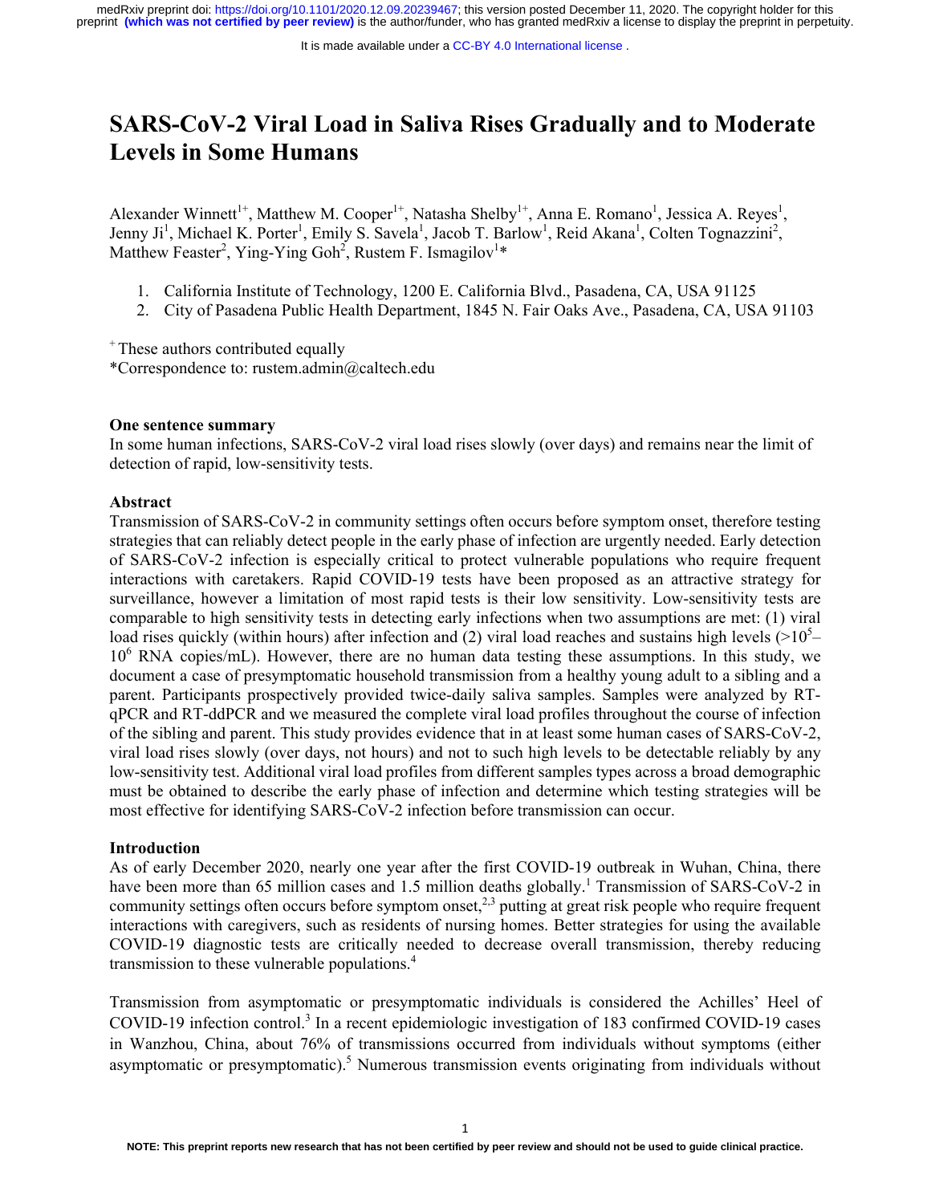# SARS-CoV-2 Viral Load in Saliva Rises Gradually and to Moderate Levels in Some Humans

Alexander Winnett[1+], Matthew M. Cooper[1+], Natasha Shelby[1+], Anna E. Romano[1], Jessica A. Reyes[1], Jenny Ji[1], Michael K. Porter[1], Emily S. Savela[1], Jacob T. Barlow[1], Reid Akana[1], Colten Tognazzini[2], Matthew Feaster[2], Ying-Ying Goh[2], Rustem F. Ismagilov[1]*

1. California Institute of Technology, 1200 E. California Blvd., Pasadena, CA, USA 91125
2. City of Pasadena Public Health Department, 1845 N. Fair Oaks Ave., Pasadena, CA, USA 91103

[+] These authors contributed equally

*Correspondence to: rustem.admin@caltech.edu

**One sentence summary**

In some human infections, SARS-CoV-2 viral load rises slowly (over days) and remains near the limit of detection of rapid, low-sensitivity tests.

**Abstract**

Transmission of SARS-CoV-2 in community settings often occurs before symptom onset, therefore testing strategies that can reliably detect people in the early phase of infection are urgently needed. Early detection of SARS-CoV-2 infection is especially critical to protect vulnerable populations who require frequent interactions with caretakers. Rapid COVID-19 tests have been proposed as an attractive strategy for surveillance, however a limitation of most rapid tests is their low sensitivity. Low-sensitivity tests are comparable to high sensitivity tests in detecting early infections when two assumptions are met: (1) viral load rises quickly (within hours) after infection and (2) viral load reaches and sustains high levels (>$10^5$–$10^6$ RNA copies/mL). However, there are no human data testing these assumptions. In this study, we document a case of presymptomatic household transmission from a healthy young adult to a sibling and a parent. Participants prospectively provided twice-daily saliva samples. Samples were analyzed by RT-qPCR and RT-ddPCR and we measured the complete viral load profiles throughout the course of infection of the sibling and parent. This study provides evidence that in at least some human cases of SARS-CoV-2, viral load rises slowly (over days, not hours) and not to such high levels to be detectable reliably by any low-sensitivity test. Additional viral load profiles from different samples types across a broad demographic must be obtained to describe the early phase of infection and determine which testing strategies will be most effective for identifying SARS-CoV-2 infection before transmission can occur.

**Introduction**

As of early December 2020, nearly one year after the first COVID-19 outbreak in Wuhan, China, there have been more than 65 million cases and 1.5 million deaths globally.[1] Transmission of SARS-CoV-2 in community settings often occurs before symptom onset,[2,3] putting at great risk people who require frequent interactions with caregivers, such as residents of nursing homes. Better strategies for using the available COVID-19 diagnostic tests are critically needed to decrease overall transmission, thereby reducing transmission to these vulnerable populations.[4]

Transmission from asymptomatic or presymptomatic individuals is considered the Achilles' Heel of COVID-19 infection control.[3] In a recent epidemiologic investigation of 183 confirmed COVID-19 cases in Wanzhou, China, about 76% of transmissions occurred from individuals without symptoms (either asymptomatic or presymptomatic).[5] Numerous transmission events originating from individuals without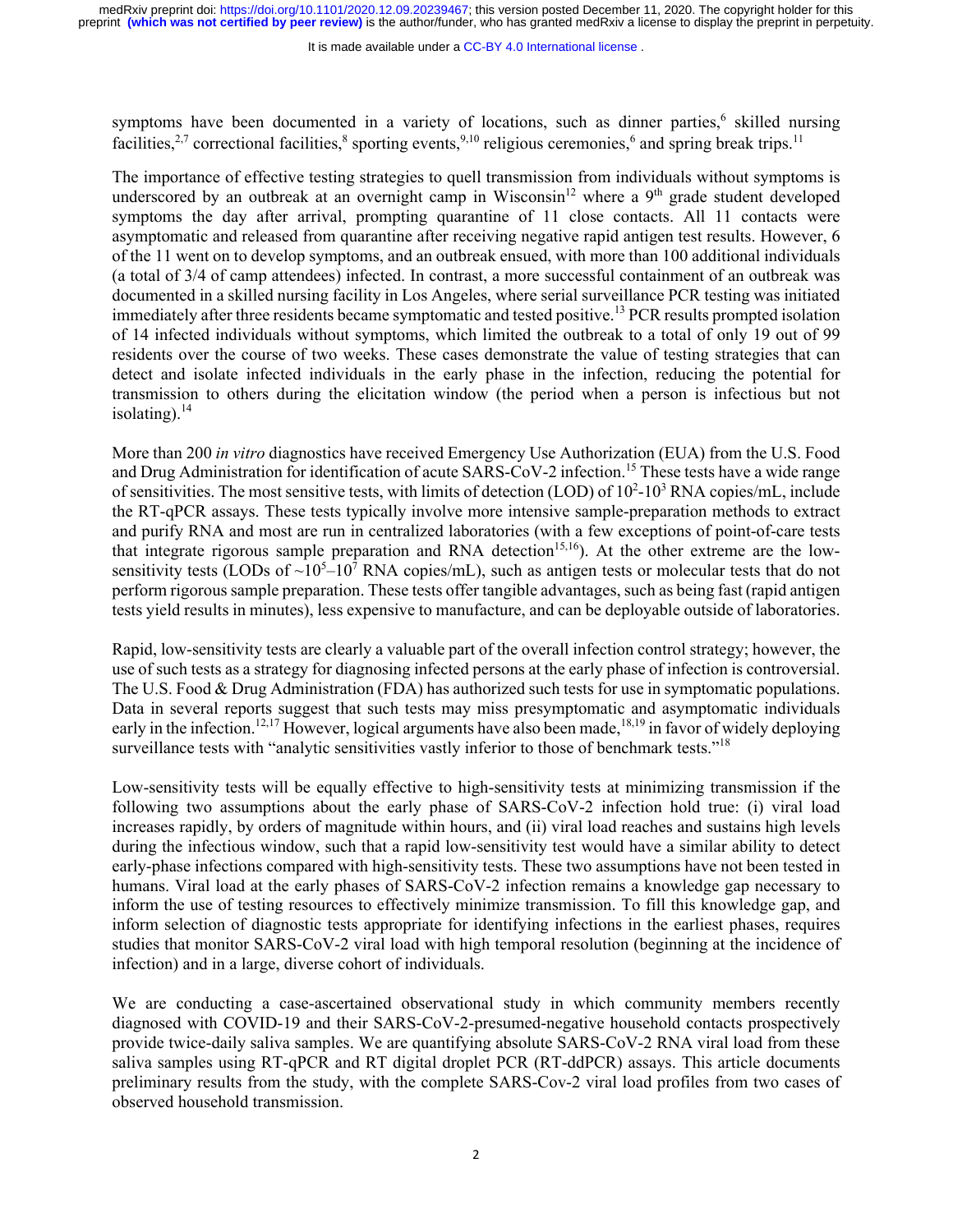symptoms have been documented in a variety of locations, such as dinner parties,[6] skilled nursing facilities,[2,7] correctional facilities,[8] sporting events,[9,10] religious ceremonies,[6] and spring break trips.[11]

The importance of effective testing strategies to quell transmission from individuals without symptoms is underscored by an outbreak at an overnight camp in Wisconsin[12] where a 9th grade student developed symptoms the day after arrival, prompting quarantine of 11 close contacts. All 11 contacts were asymptomatic and released from quarantine after receiving negative rapid antigen test results. However, 6 of the 11 went on to develop symptoms, and an outbreak ensued, with more than 100 additional individuals (a total of 3/4 of camp attendees) infected. In contrast, a more successful containment of an outbreak was documented in a skilled nursing facility in Los Angeles, where serial surveillance PCR testing was initiated immediately after three residents became symptomatic and tested positive.[13] PCR results prompted isolation of 14 infected individuals without symptoms, which limited the outbreak to a total of only 19 out of 99 residents over the course of two weeks. These cases demonstrate the value of testing strategies that can detect and isolate infected individuals in the early phase in the infection, reducing the potential for transmission to others during the elicitation window (the period when a person is infectious but not isolating).[14]

More than 200 *in vitro* diagnostics have received Emergency Use Authorization (EUA) from the U.S. Food and Drug Administration for identification of acute SARS-CoV-2 infection.[15] These tests have a wide range of sensitivities. The most sensitive tests, with limits of detection (LOD) of $10^2$-$10^3$ RNA copies/mL, include the RT-qPCR assays. These tests typically involve more intensive sample-preparation methods to extract and purify RNA and most are run in centralized laboratories (with a few exceptions of point-of-care tests that integrate rigorous sample preparation and RNA detection[15,16]). At the other extreme are the low-sensitivity tests (LODs of ~$10^5$–$10^7$ RNA copies/mL), such as antigen tests or molecular tests that do not perform rigorous sample preparation. These tests offer tangible advantages, such as being fast (rapid antigen tests yield results in minutes), less expensive to manufacture, and can be deployable outside of laboratories.

Rapid, low-sensitivity tests are clearly a valuable part of the overall infection control strategy; however, the use of such tests as a strategy for diagnosing infected persons at the early phase of infection is controversial. The U.S. Food & Drug Administration (FDA) has authorized such tests for use in symptomatic populations. Data in several reports suggest that such tests may miss presymptomatic and asymptomatic individuals early in the infection.[12,17] However, logical arguments have also been made,[18,19] in favor of widely deploying surveillance tests with "analytic sensitivities vastly inferior to those of benchmark tests."[18]

Low-sensitivity tests will be equally effective to high-sensitivity tests at minimizing transmission if the following two assumptions about the early phase of SARS-CoV-2 infection hold true: (i) viral load increases rapidly, by orders of magnitude within hours, and (ii) viral load reaches and sustains high levels during the infectious window, such that a rapid low-sensitivity test would have a similar ability to detect early-phase infections compared with high-sensitivity tests. These two assumptions have not been tested in humans. Viral load at the early phases of SARS-CoV-2 infection remains a knowledge gap necessary to inform the use of testing resources to effectively minimize transmission. To fill this knowledge gap, and inform selection of diagnostic tests appropriate for identifying infections in the earliest phases, requires studies that monitor SARS-CoV-2 viral load with high temporal resolution (beginning at the incidence of infection) and in a large, diverse cohort of individuals.

We are conducting a case-ascertained observational study in which community members recently diagnosed with COVID-19 and their SARS-CoV-2-presumed-negative household contacts prospectively provide twice-daily saliva samples. We are quantifying absolute SARS-CoV-2 RNA viral load from these saliva samples using RT-qPCR and RT digital droplet PCR (RT-ddPCR) assays. This article documents preliminary results from the study, with the complete SARS-Cov-2 viral load profiles from two cases of observed household transmission.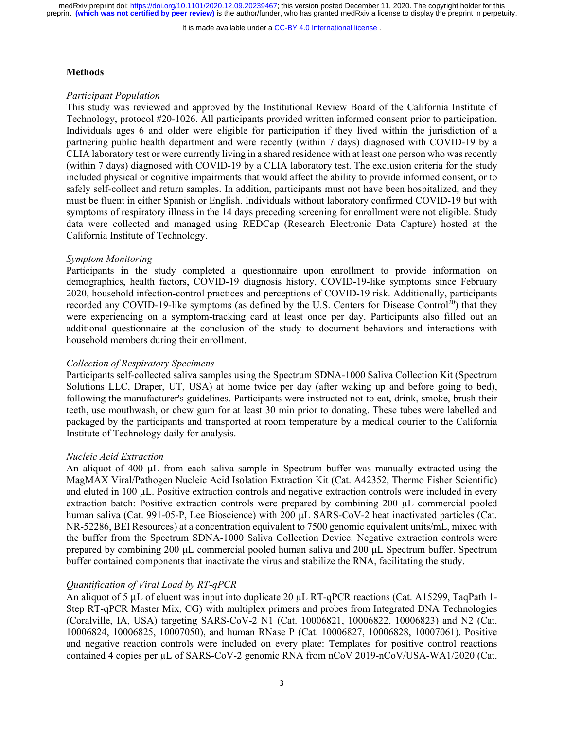## Methods

### *Participant Population*

This study was reviewed and approved by the Institutional Review Board of the California Institute of Technology, protocol #20-1026. All participants provided written informed consent prior to participation. Individuals ages 6 and older were eligible for participation if they lived within the jurisdiction of a partnering public health department and were recently (within 7 days) diagnosed with COVID-19 by a CLIA laboratory test or were currently living in a shared residence with at least one person who was recently (within 7 days) diagnosed with COVID-19 by a CLIA laboratory test. The exclusion criteria for the study included physical or cognitive impairments that would affect the ability to provide informed consent, or to safely self-collect and return samples. In addition, participants must not have been hospitalized, and they must be fluent in either Spanish or English. Individuals without laboratory confirmed COVID-19 but with symptoms of respiratory illness in the 14 days preceding screening for enrollment were not eligible. Study data were collected and managed using REDCap (Research Electronic Data Capture) hosted at the California Institute of Technology.

### *Symptom Monitoring*

Participants in the study completed a questionnaire upon enrollment to provide information on demographics, health factors, COVID-19 diagnosis history, COVID-19-like symptoms since February 2020, household infection-control practices and perceptions of COVID-19 risk. Additionally, participants recorded any COVID-19-like symptoms (as defined by the U.S. Centers for Disease Control[20]) that they were experiencing on a symptom-tracking card at least once per day. Participants also filled out an additional questionnaire at the conclusion of the study to document behaviors and interactions with household members during their enrollment.

### *Collection of Respiratory Specimens*

Participants self-collected saliva samples using the Spectrum SDNA-1000 Saliva Collection Kit (Spectrum Solutions LLC, Draper, UT, USA) at home twice per day (after waking up and before going to bed), following the manufacturer's guidelines. Participants were instructed not to eat, drink, smoke, brush their teeth, use mouthwash, or chew gum for at least 30 min prior to donating. These tubes were labelled and packaged by the participants and transported at room temperature by a medical courier to the California Institute of Technology daily for analysis.

### *Nucleic Acid Extraction*

An aliquot of 400 µL from each saliva sample in Spectrum buffer was manually extracted using the MagMAX Viral/Pathogen Nucleic Acid Isolation Extraction Kit (Cat. A42352, Thermo Fisher Scientific) and eluted in 100 µL. Positive extraction controls and negative extraction controls were included in every extraction batch: Positive extraction controls were prepared by combining 200 µL commercial pooled human saliva (Cat. 991-05-P, Lee Bioscience) with 200 µL SARS-CoV-2 heat inactivated particles (Cat. NR-52286, BEI Resources) at a concentration equivalent to 7500 genomic equivalent units/mL, mixed with the buffer from the Spectrum SDNA-1000 Saliva Collection Device. Negative extraction controls were prepared by combining 200 µL commercial pooled human saliva and 200 µL Spectrum buffer. Spectrum buffer contained components that inactivate the virus and stabilize the RNA, facilitating the study.

### *Quantification of Viral Load by RT-qPCR*

An aliquot of 5 µL of eluent was input into duplicate 20 µL RT-qPCR reactions (Cat. A15299, TaqPath 1-Step RT-qPCR Master Mix, CG) with multiplex primers and probes from Integrated DNA Technologies (Coralville, IA, USA) targeting SARS-CoV-2 N1 (Cat. 10006821, 10006822, 10006823) and N2 (Cat. 10006824, 10006825, 10007050), and human RNase P (Cat. 10006827, 10006828, 10007061). Positive and negative reaction controls were included on every plate: Templates for positive control reactions contained 4 copies per µL of SARS-CoV-2 genomic RNA from nCoV 2019-nCoV/USA-WA1/2020 (Cat.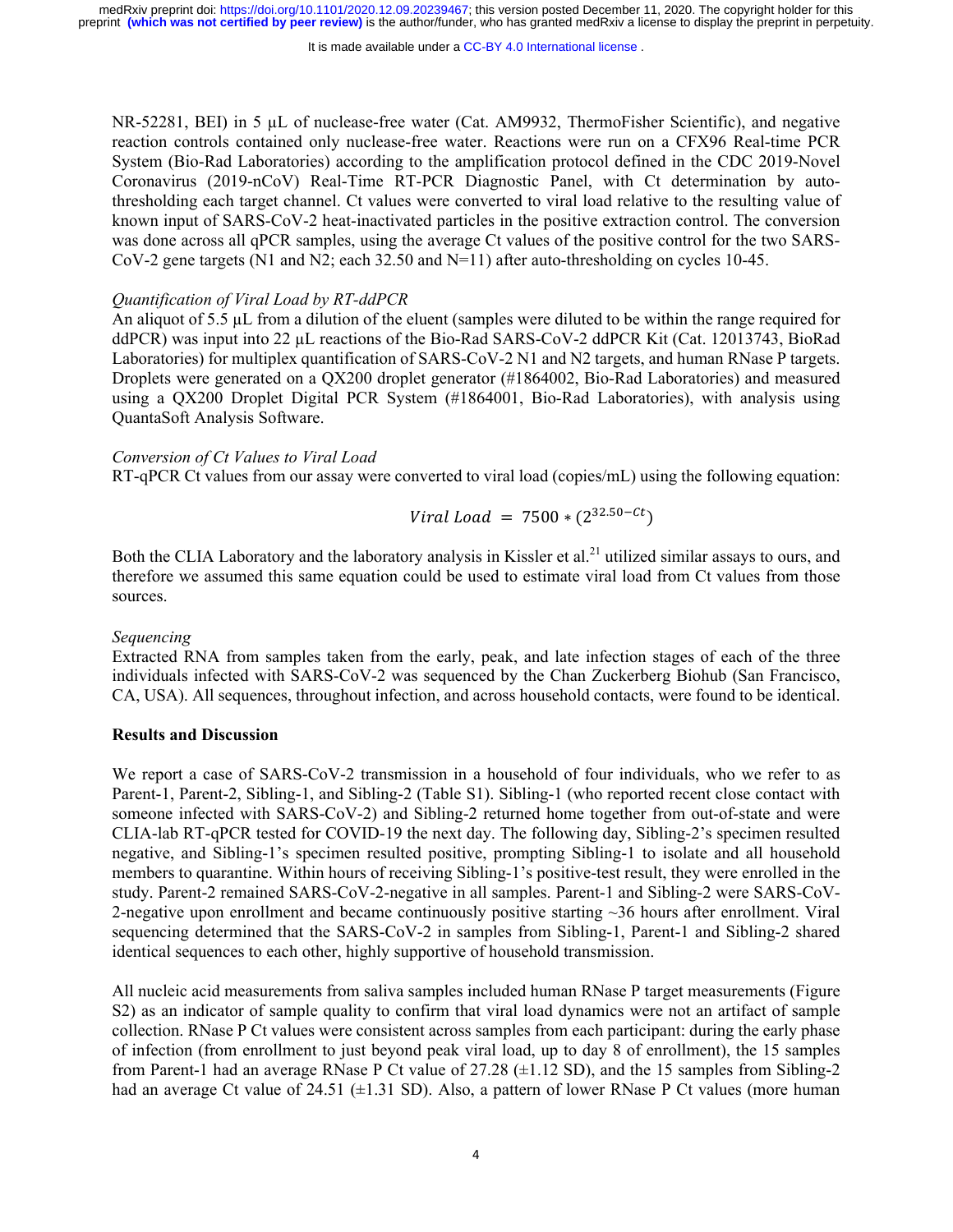NR-52281, BEI) in 5 µL of nuclease-free water (Cat. AM9932, ThermoFisher Scientific), and negative reaction controls contained only nuclease-free water. Reactions were run on a CFX96 Real-time PCR System (Bio-Rad Laboratories) according to the amplification protocol defined in the CDC 2019-Novel Coronavirus (2019-nCoV) Real-Time RT-PCR Diagnostic Panel, with Ct determination by auto-thresholding each target channel. Ct values were converted to viral load relative to the resulting value of known input of SARS-CoV-2 heat-inactivated particles in the positive extraction control. The conversion was done across all qPCR samples, using the average Ct values of the positive control for the two SARS-CoV-2 gene targets (N1 and N2; each 32.50 and N=11) after auto-thresholding on cycles 10-45.

*Quantification of Viral Load by RT-ddPCR*

An aliquot of 5.5 µL from a dilution of the eluent (samples were diluted to be within the range required for ddPCR) was input into 22 µL reactions of the Bio-Rad SARS-CoV-2 ddPCR Kit (Cat. 12013743, BioRad Laboratories) for multiplex quantification of SARS-CoV-2 N1 and N2 targets, and human RNase P targets. Droplets were generated on a QX200 droplet generator (#1864002, Bio-Rad Laboratories) and measured using a QX200 Droplet Digital PCR System (#1864001, Bio-Rad Laboratories), with analysis using QuantaSoft Analysis Software.

*Conversion of Ct Values to Viral Load*

RT-qPCR Ct values from our assay were converted to viral load (copies/mL) using the following equation:

$$Viral\ Load = 7500 * (2^{32.50-Ct})$$

Both the CLIA Laboratory and the laboratory analysis in Kissler et al.[21] utilized similar assays to ours, and therefore we assumed this same equation could be used to estimate viral load from Ct values from those sources.

*Sequencing*

Extracted RNA from samples taken from the early, peak, and late infection stages of each of the three individuals infected with SARS-CoV-2 was sequenced by the Chan Zuckerberg Biohub (San Francisco, CA, USA). All sequences, throughout infection, and across household contacts, were found to be identical.

**Results and Discussion**

We report a case of SARS-CoV-2 transmission in a household of four individuals, who we refer to as Parent-1, Parent-2, Sibling-1, and Sibling-2 (Table S1). Sibling-1 (who reported recent close contact with someone infected with SARS-CoV-2) and Sibling-2 returned home together from out-of-state and were CLIA-lab RT-qPCR tested for COVID-19 the next day. The following day, Sibling-2's specimen resulted negative, and Sibling-1's specimen resulted positive, prompting Sibling-1 to isolate and all household members to quarantine. Within hours of receiving Sibling-1's positive-test result, they were enrolled in the study. Parent-2 remained SARS-CoV-2-negative in all samples. Parent-1 and Sibling-2 were SARS-CoV-2-negative upon enrollment and became continuously positive starting ~36 hours after enrollment. Viral sequencing determined that the SARS-CoV-2 in samples from Sibling-1, Parent-1 and Sibling-2 shared identical sequences to each other, highly supportive of household transmission.

All nucleic acid measurements from saliva samples included human RNase P target measurements (Figure S2) as an indicator of sample quality to confirm that viral load dynamics were not an artifact of sample collection. RNase P Ct values were consistent across samples from each participant: during the early phase of infection (from enrollment to just beyond peak viral load, up to day 8 of enrollment), the 15 samples from Parent-1 had an average RNase P Ct value of 27.28 (±1.12 SD), and the 15 samples from Sibling-2 had an average Ct value of 24.51 (±1.31 SD). Also, a pattern of lower RNase P Ct values (more human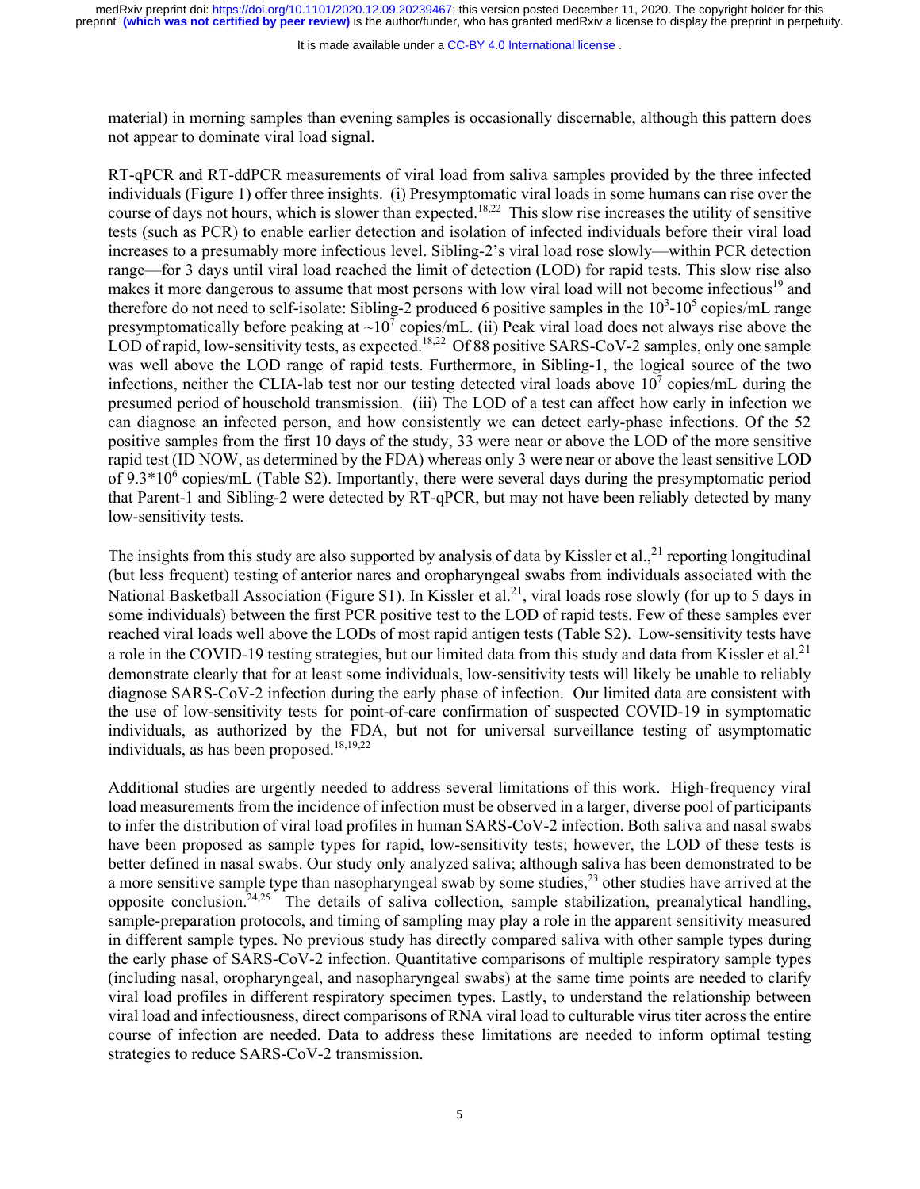material) in morning samples than evening samples is occasionally discernable, although this pattern does not appear to dominate viral load signal.

RT-qPCR and RT-ddPCR measurements of viral load from saliva samples provided by the three infected individuals (Figure 1) offer three insights. (i) Presymptomatic viral loads in some humans can rise over the course of days not hours, which is slower than expected.[18,22] This slow rise increases the utility of sensitive tests (such as PCR) to enable earlier detection and isolation of infected individuals before their viral load increases to a presumably more infectious level. Sibling-2's viral load rose slowly—within PCR detection range—for 3 days until viral load reached the limit of detection (LOD) for rapid tests. This slow rise also makes it more dangerous to assume that most persons with low viral load will not become infectious[19] and therefore do not need to self-isolate: Sibling-2 produced 6 positive samples in the $10^3$-$10^5$ copies/mL range presymptomatically before peaking at ~$10^7$ copies/mL. (ii) Peak viral load does not always rise above the LOD of rapid, low-sensitivity tests, as expected.[18,22] Of 88 positive SARS-CoV-2 samples, only one sample was well above the LOD range of rapid tests. Furthermore, in Sibling-1, the logical source of the two infections, neither the CLIA-lab test nor our testing detected viral loads above $10^7$ copies/mL during the presumed period of household transmission. (iii) The LOD of a test can affect how early in infection we can diagnose an infected person, and how consistently we can detect early-phase infections. Of the 52 positive samples from the first 10 days of the study, 33 were near or above the LOD of the more sensitive rapid test (ID NOW, as determined by the FDA) whereas only 3 were near or above the least sensitive LOD of $9.3*10^6$ copies/mL (Table S2). Importantly, there were several days during the presymptomatic period that Parent-1 and Sibling-2 were detected by RT-qPCR, but may not have been reliably detected by many low-sensitivity tests.

The insights from this study are also supported by analysis of data by Kissler et al.,[21] reporting longitudinal (but less frequent) testing of anterior nares and oropharyngeal swabs from individuals associated with the National Basketball Association (Figure S1). In Kissler et al.[21], viral loads rose slowly (for up to 5 days in some individuals) between the first PCR positive test to the LOD of rapid tests. Few of these samples ever reached viral loads well above the LODs of most rapid antigen tests (Table S2). Low-sensitivity tests have a role in the COVID-19 testing strategies, but our limited data from this study and data from Kissler et al.[21] demonstrate clearly that for at least some individuals, low-sensitivity tests will likely be unable to reliably diagnose SARS-CoV-2 infection during the early phase of infection. Our limited data are consistent with the use of low-sensitivity tests for point-of-care confirmation of suspected COVID-19 in symptomatic individuals, as authorized by the FDA, but not for universal surveillance testing of asymptomatic individuals, as has been proposed.[18,19,22]

Additional studies are urgently needed to address several limitations of this work. High-frequency viral load measurements from the incidence of infection must be observed in a larger, diverse pool of participants to infer the distribution of viral load profiles in human SARS-CoV-2 infection. Both saliva and nasal swabs have been proposed as sample types for rapid, low-sensitivity tests; however, the LOD of these tests is better defined in nasal swabs. Our study only analyzed saliva; although saliva has been demonstrated to be a more sensitive sample type than nasopharyngeal swab by some studies,[23] other studies have arrived at the opposite conclusion.[24,25] The details of saliva collection, sample stabilization, preanalytical handling, sample-preparation protocols, and timing of sampling may play a role in the apparent sensitivity measured in different sample types. No previous study has directly compared saliva with other sample types during the early phase of SARS-CoV-2 infection. Quantitative comparisons of multiple respiratory sample types (including nasal, oropharyngeal, and nasopharyngeal swabs) at the same time points are needed to clarify viral load profiles in different respiratory specimen types. Lastly, to understand the relationship between viral load and infectiousness, direct comparisons of RNA viral load to culturable virus titer across the entire course of infection are needed. Data to address these limitations are needed to inform optimal testing strategies to reduce SARS-CoV-2 transmission.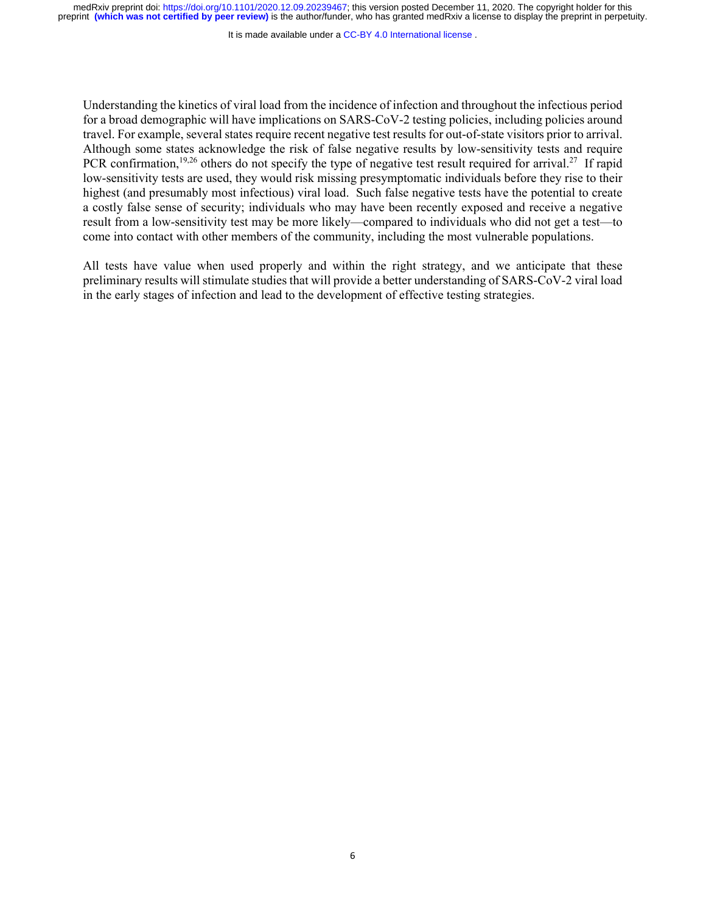Understanding the kinetics of viral load from the incidence of infection and throughout the infectious period for a broad demographic will have implications on SARS-CoV-2 testing policies, including policies around travel. For example, several states require recent negative test results for out-of-state visitors prior to arrival. Although some states acknowledge the risk of false negative results by low-sensitivity tests and require PCR confirmation,[19,26] others do not specify the type of negative test result required for arrival.[27] If rapid low-sensitivity tests are used, they would risk missing presymptomatic individuals before they rise to their highest (and presumably most infectious) viral load. Such false negative tests have the potential to create a costly false sense of security; individuals who may have been recently exposed and receive a negative result from a low-sensitivity test may be more likely—compared to individuals who did not get a test—to come into contact with other members of the community, including the most vulnerable populations.

All tests have value when used properly and within the right strategy, and we anticipate that these preliminary results will stimulate studies that will provide a better understanding of SARS-CoV-2 viral load in the early stages of infection and lead to the development of effective testing strategies.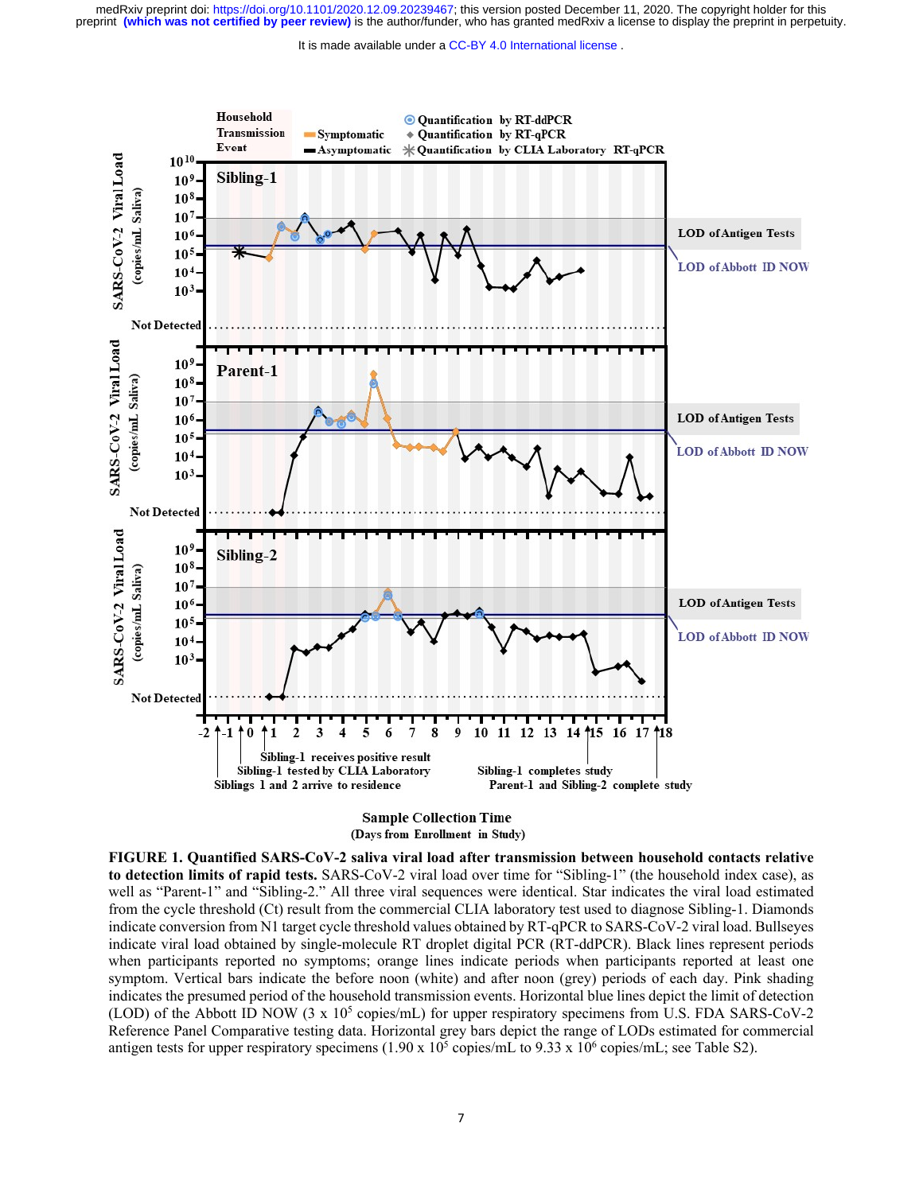**FIGURE 1. Quantified SARS-CoV-2 saliva viral load after transmission between household contacts relative to detection limits of rapid tests.** SARS-CoV-2 viral load over time for "Sibling-1" (the household index case), as well as "Parent-1" and "Sibling-2." All three viral sequences were identical. Star indicates the viral load estimated from the cycle threshold (Ct) result from the commercial CLIA laboratory test used to diagnose Sibling-1. Diamonds indicate conversion from N1 target cycle threshold values obtained by RT-qPCR to SARS-CoV-2 viral load. Bullseyes indicate viral load obtained by single-molecule RT droplet digital PCR (RT-ddPCR). Black lines represent periods when participants reported no symptoms; orange lines indicate periods when participants reported at least one symptom. Vertical bars indicate the before noon (white) and after noon (grey) periods of each day. Pink shading indicates the presumed period of the household transmission events. Horizontal blue lines depict the limit of detection (LOD) of the Abbott ID NOW ($3 \times 10^5$ copies/mL) for upper respiratory specimens from U.S. FDA SARS-CoV-2 Reference Panel Comparative testing data. Horizontal grey bars depict the range of LODs estimated for commercial antigen tests for upper respiratory specimens ($1.90 \times 10^5$ copies/mL to $9.33 \times 10^6$ copies/mL; see Table S2).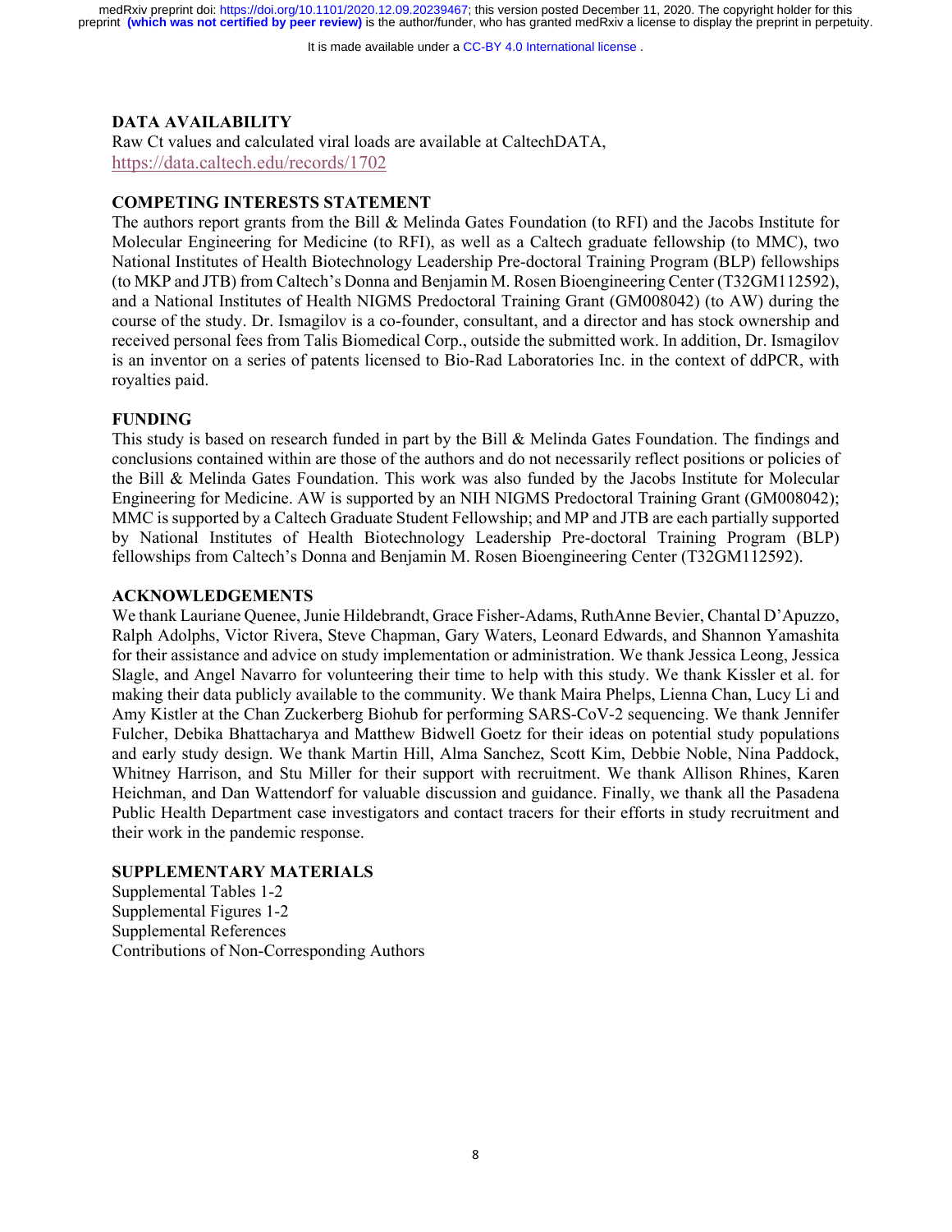## DATA AVAILABILITY

Raw Ct values and calculated viral loads are available at CaltechDATA, https://data.caltech.edu/records/1702

## COMPETING INTERESTS STATEMENT

The authors report grants from the Bill & Melinda Gates Foundation (to RFI) and the Jacobs Institute for Molecular Engineering for Medicine (to RFI), as well as a Caltech graduate fellowship (to MMC), two National Institutes of Health Biotechnology Leadership Pre-doctoral Training Program (BLP) fellowships (to MKP and JTB) from Caltech's Donna and Benjamin M. Rosen Bioengineering Center (T32GM112592), and a National Institutes of Health NIGMS Predoctoral Training Grant (GM008042) (to AW) during the course of the study. Dr. Ismagilov is a co-founder, consultant, and a director and has stock ownership and received personal fees from Talis Biomedical Corp., outside the submitted work. In addition, Dr. Ismagilov is an inventor on a series of patents licensed to Bio-Rad Laboratories Inc. in the context of ddPCR, with royalties paid.

## FUNDING

This study is based on research funded in part by the Bill & Melinda Gates Foundation. The findings and conclusions contained within are those of the authors and do not necessarily reflect positions or policies of the Bill & Melinda Gates Foundation. This work was also funded by the Jacobs Institute for Molecular Engineering for Medicine. AW is supported by an NIH NIGMS Predoctoral Training Grant (GM008042); MMC is supported by a Caltech Graduate Student Fellowship; and MP and JTB are each partially supported by National Institutes of Health Biotechnology Leadership Pre-doctoral Training Program (BLP) fellowships from Caltech's Donna and Benjamin M. Rosen Bioengineering Center (T32GM112592).

## ACKNOWLEDGEMENTS

We thank Lauriane Quenee, Junie Hildebrandt, Grace Fisher-Adams, RuthAnne Bevier, Chantal D'Apuzzo, Ralph Adolphs, Victor Rivera, Steve Chapman, Gary Waters, Leonard Edwards, and Shannon Yamashita for their assistance and advice on study implementation or administration. We thank Jessica Leong, Jessica Slagle, and Angel Navarro for volunteering their time to help with this study. We thank Kissler et al. for making their data publicly available to the community. We thank Maira Phelps, Lienna Chan, Lucy Li and Amy Kistler at the Chan Zuckerberg Biohub for performing SARS-CoV-2 sequencing. We thank Jennifer Fulcher, Debika Bhattacharya and Matthew Bidwell Goetz for their ideas on potential study populations and early study design. We thank Martin Hill, Alma Sanchez, Scott Kim, Debbie Noble, Nina Paddock, Whitney Harrison, and Stu Miller for their support with recruitment. We thank Allison Rhines, Karen Heichman, and Dan Wattendorf for valuable discussion and guidance. Finally, we thank all the Pasadena Public Health Department case investigators and contact tracers for their efforts in study recruitment and their work in the pandemic response.

## SUPPLEMENTARY MATERIALS

Supplemental Tables 1-2
Supplemental Figures 1-2
Supplemental References
Contributions of Non-Corresponding Authors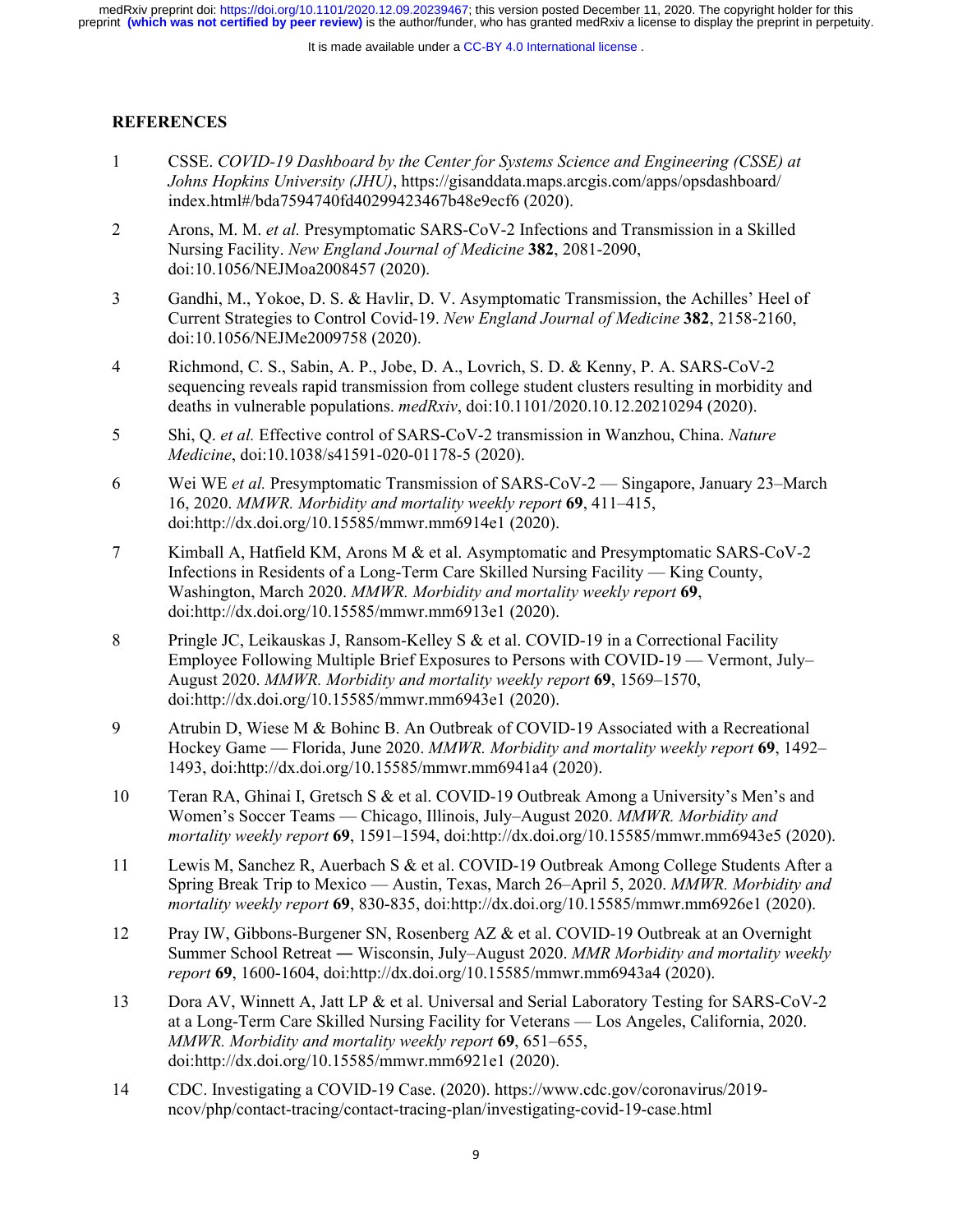## REFERENCES

1. CSSE. *COVID-19 Dashboard by the Center for Systems Science and Engineering (CSSE) at Johns Hopkins University (JHU)*, https://gisanddata.maps.arcgis.com/apps/opsdashboard/index.html#/bda7594740fd40299423467b48e9ecf6 (2020).

2. Arons, M. M. *et al.* Presymptomatic SARS-CoV-2 Infections and Transmission in a Skilled Nursing Facility. *New England Journal of Medicine* **382**, 2081-2090, doi:10.1056/NEJMoa2008457 (2020).

3. Gandhi, M., Yokoe, D. S. & Havlir, D. V. Asymptomatic Transmission, the Achilles' Heel of Current Strategies to Control Covid-19. *New England Journal of Medicine* **382**, 2158-2160, doi:10.1056/NEJMe2009758 (2020).

4. Richmond, C. S., Sabin, A. P., Jobe, D. A., Lovrich, S. D. & Kenny, P. A. SARS-CoV-2 sequencing reveals rapid transmission from college student clusters resulting in morbidity and deaths in vulnerable populations. *medRxiv*, doi:10.1101/2020.10.12.20210294 (2020).

5. Shi, Q. *et al.* Effective control of SARS-CoV-2 transmission in Wanzhou, China. *Nature Medicine*, doi:10.1038/s41591-020-01178-5 (2020).

6. Wei WE *et al.* Presymptomatic Transmission of SARS-CoV-2 — Singapore, January 23–March 16, 2020. *MMWR. Morbidity and mortality weekly report* **69**, 411–415, doi:http://dx.doi.org/10.15585/mmwr.mm6914e1 (2020).

7. Kimball A, Hatfield KM, Arons M & et al. Asymptomatic and Presymptomatic SARS-CoV-2 Infections in Residents of a Long-Term Care Skilled Nursing Facility — King County, Washington, March 2020. *MMWR. Morbidity and mortality weekly report* **69**, doi:http://dx.doi.org/10.15585/mmwr.mm6913e1 (2020).

8. Pringle JC, Leikauskas J, Ransom-Kelley S & et al. COVID-19 in a Correctional Facility Employee Following Multiple Brief Exposures to Persons with COVID-19 — Vermont, July–August 2020. *MMWR. Morbidity and mortality weekly report* **69**, 1569–1570, doi:http://dx.doi.org/10.15585/mmwr.mm6943e1 (2020).

9. Atrubin D, Wiese M & Bohinc B. An Outbreak of COVID-19 Associated with a Recreational Hockey Game — Florida, June 2020. *MMWR. Morbidity and mortality weekly report* **69**, 1492–1493, doi:http://dx.doi.org/10.15585/mmwr.mm6941a4 (2020).

10. Teran RA, Ghinai I, Gretsch S & et al. COVID-19 Outbreak Among a University's Men's and Women's Soccer Teams — Chicago, Illinois, July–August 2020. *MMWR. Morbidity and mortality weekly report* **69**, 1591–1594, doi:http://dx.doi.org/10.15585/mmwr.mm6943e5 (2020).

11. Lewis M, Sanchez R, Auerbach S & et al. COVID-19 Outbreak Among College Students After a Spring Break Trip to Mexico — Austin, Texas, March 26–April 5, 2020. *MMWR. Morbidity and mortality weekly report* **69**, 830-835, doi:http://dx.doi.org/10.15585/mmwr.mm6926e1 (2020).

12. Pray IW, Gibbons-Burgener SN, Rosenberg AZ & et al. COVID-19 Outbreak at an Overnight Summer School Retreat ― Wisconsin, July–August 2020. *MMR Morbidity and mortality weekly report* **69**, 1600-1604, doi:http://dx.doi.org/10.15585/mmwr.mm6943a4 (2020).

13. Dora AV, Winnett A, Jatt LP & et al. Universal and Serial Laboratory Testing for SARS-CoV-2 at a Long-Term Care Skilled Nursing Facility for Veterans — Los Angeles, California, 2020. *MMWR. Morbidity and mortality weekly report* **69**, 651–655, doi:http://dx.doi.org/10.15585/mmwr.mm6921e1 (2020).

14. CDC. Investigating a COVID-19 Case. (2020). https://www.cdc.gov/coronavirus/2019-ncov/php/contact-tracing/contact-tracing-plan/investigating-covid-19-case.html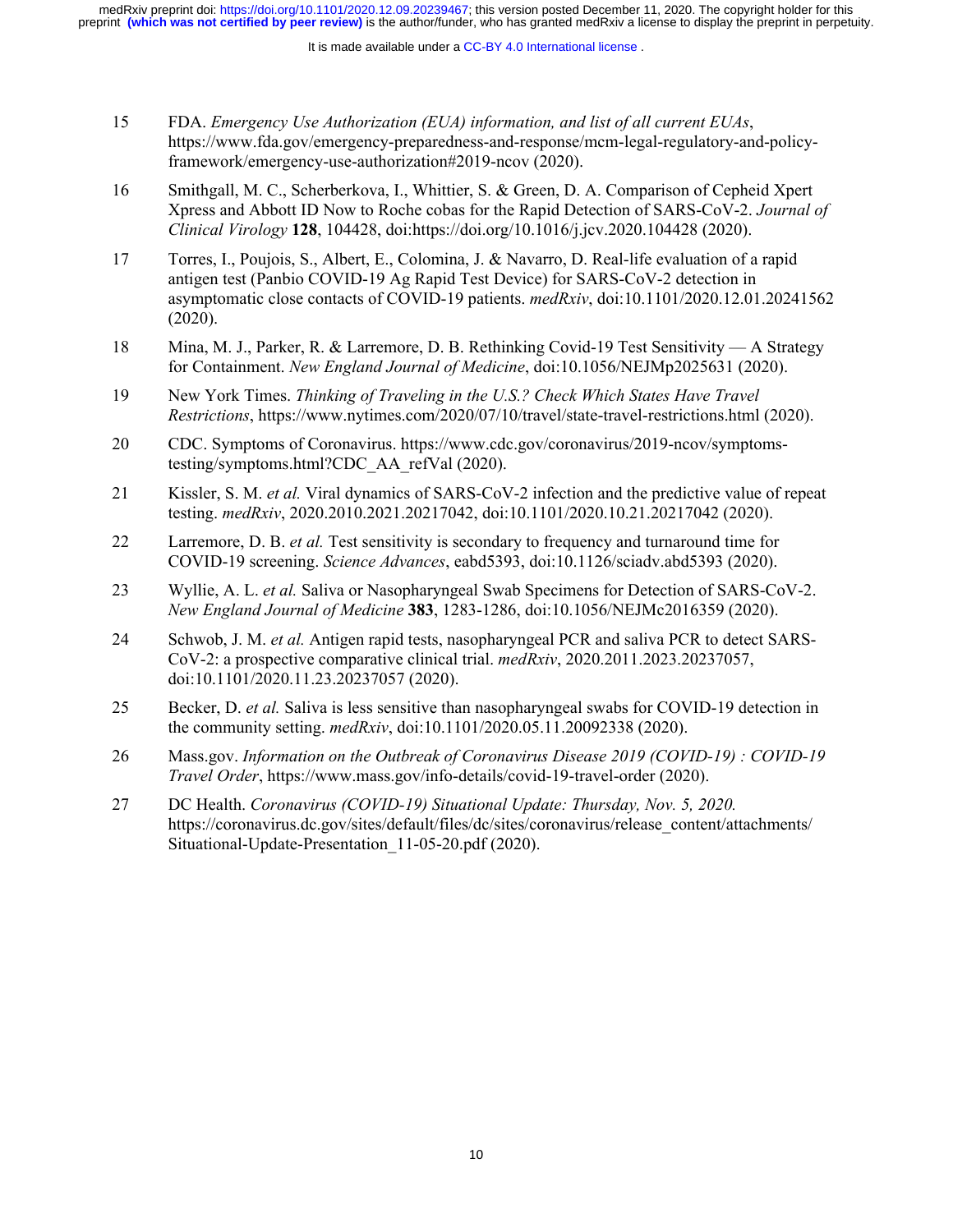15 FDA. *Emergency Use Authorization (EUA) information, and list of all current EUAs*, https://www.fda.gov/emergency-preparedness-and-response/mcm-legal-regulatory-and-policy-framework/emergency-use-authorization#2019-ncov (2020).

16 Smithgall, M. C., Scherberkova, I., Whittier, S. & Green, D. A. Comparison of Cepheid Xpert Xpress and Abbott ID Now to Roche cobas for the Rapid Detection of SARS-CoV-2. *Journal of Clinical Virology* **128**, 104428, doi:https://doi.org/10.1016/j.jcv.2020.104428 (2020).

17 Torres, I., Poujois, S., Albert, E., Colomina, J. & Navarro, D. Real-life evaluation of a rapid antigen test (Panbio COVID-19 Ag Rapid Test Device) for SARS-CoV-2 detection in asymptomatic close contacts of COVID-19 patients. *medRxiv*, doi:10.1101/2020.12.01.20241562 (2020).

18 Mina, M. J., Parker, R. & Larremore, D. B. Rethinking Covid-19 Test Sensitivity — A Strategy for Containment. *New England Journal of Medicine*, doi:10.1056/NEJMp2025631 (2020).

19 New York Times. *Thinking of Traveling in the U.S.? Check Which States Have Travel Restrictions*, https://www.nytimes.com/2020/07/10/travel/state-travel-restrictions.html (2020).

20 CDC. Symptoms of Coronavirus. https://www.cdc.gov/coronavirus/2019-ncov/symptoms-testing/symptoms.html?CDC_AA_refVal (2020).

21 Kissler, S. M. *et al.* Viral dynamics of SARS-CoV-2 infection and the predictive value of repeat testing. *medRxiv*, 2020.2010.2021.20217042, doi:10.1101/2020.10.21.20217042 (2020).

22 Larremore, D. B. *et al.* Test sensitivity is secondary to frequency and turnaround time for COVID-19 screening. *Science Advances*, eabd5393, doi:10.1126/sciadv.abd5393 (2020).

23 Wyllie, A. L. *et al.* Saliva or Nasopharyngeal Swab Specimens for Detection of SARS-CoV-2. *New England Journal of Medicine* **383**, 1283-1286, doi:10.1056/NEJMc2016359 (2020).

24 Schwob, J. M. *et al.* Antigen rapid tests, nasopharyngeal PCR and saliva PCR to detect SARS-CoV-2: a prospective comparative clinical trial. *medRxiv*, 2020.2011.2023.20237057, doi:10.1101/2020.11.23.20237057 (2020).

25 Becker, D. *et al.* Saliva is less sensitive than nasopharyngeal swabs for COVID-19 detection in the community setting. *medRxiv*, doi:10.1101/2020.05.11.20092338 (2020).

26 Mass.gov. *Information on the Outbreak of Coronavirus Disease 2019 (COVID-19) : COVID-19 Travel Order*, https://www.mass.gov/info-details/covid-19-travel-order (2020).

27 DC Health. *Coronavirus (COVID-19) Situational Update: Thursday, Nov. 5, 2020.* https://coronavirus.dc.gov/sites/default/files/dc/sites/coronavirus/release_content/attachments/Situational-Update-Presentation_11-05-20.pdf (2020).